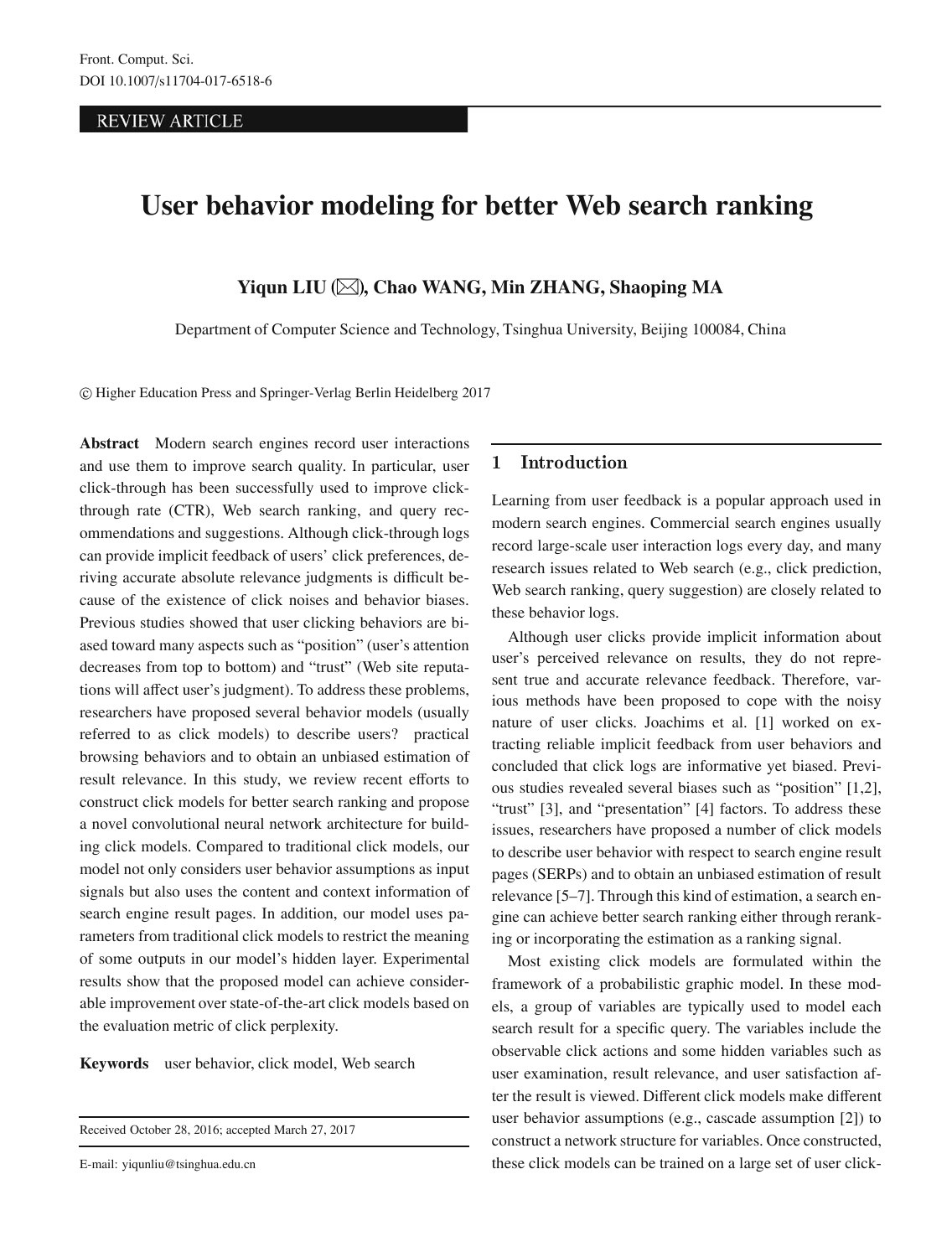Front. Comput. Sci.
DOI 10.1007/s11704-017-6518-6

REVIEW ARTICLE

# User behavior modeling for better Web search ranking

**Yiqun LIU (✉), Chao WANG, Min ZHANG, Shaoping MA**

Department of Computer Science and Technology, Tsinghua University, Beijing 100084, China

© Higher Education Press and Springer-Verlag Berlin Heidelberg 2017

**Abstract** Modern search engines record user interactions and use them to improve search quality. In particular, user click-through has been successfully used to improve click-through rate (CTR), Web search ranking, and query recommendations and suggestions. Although click-through logs can provide implicit feedback of users' click preferences, deriving accurate absolute relevance judgments is difficult because of the existence of click noises and behavior biases. Previous studies showed that user clicking behaviors are biased toward many aspects such as "position" (user's attention decreases from top to bottom) and "trust" (Web site reputations will affect user's judgment). To address these problems, researchers have proposed several behavior models (usually referred to as click models) to describe users? practical browsing behaviors and to obtain an unbiased estimation of result relevance. In this study, we review recent efforts to construct click models for better search ranking and propose a novel convolutional neural network architecture for building click models. Compared to traditional click models, our model not only considers user behavior assumptions as input signals but also uses the content and context information of search engine result pages. In addition, our model uses parameters from traditional click models to restrict the meaning of some outputs in our model's hidden layer. Experimental results show that the proposed model can achieve considerable improvement over state-of-the-art click models based on the evaluation metric of click perplexity.

**Keywords** user behavior, click model, Web search

Received October 28, 2016; accepted March 27, 2017

E-mail: yiqunliu@tsinghua.edu.cn

## 1 Introduction

Learning from user feedback is a popular approach used in modern search engines. Commercial search engines usually record large-scale user interaction logs every day, and many research issues related to Web search (e.g., click prediction, Web search ranking, query suggestion) are closely related to these behavior logs.

Although user clicks provide implicit information about user's perceived relevance on results, they do not represent true and accurate relevance feedback. Therefore, various methods have been proposed to cope with the noisy nature of user clicks. Joachims et al. [1] worked on extracting reliable implicit feedback from user behaviors and concluded that click logs are informative yet biased. Previous studies revealed several biases such as "position" [1,2], "trust" [3], and "presentation" [4] factors. To address these issues, researchers have proposed a number of click models to describe user behavior with respect to search engine result pages (SERPs) and to obtain an unbiased estimation of result relevance [5–7]. Through this kind of estimation, a search engine can achieve better search ranking either through reranking or incorporating the estimation as a ranking signal.

Most existing click models are formulated within the framework of a probabilistic graphic model. In these models, a group of variables are typically used to model each search result for a specific query. The variables include the observable click actions and some hidden variables such as user examination, result relevance, and user satisfaction after the result is viewed. Different click models make different user behavior assumptions (e.g., cascade assumption [2]) to construct a network structure for variables. Once constructed, these click models can be trained on a large set of user click-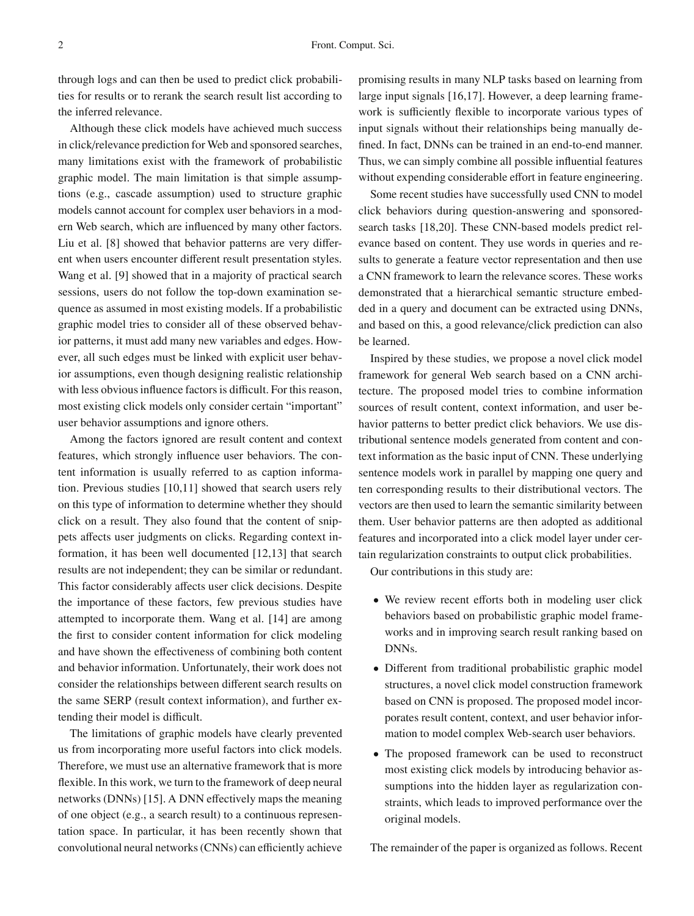through logs and can then be used to predict click probabilities for results or to rerank the search result list according to the inferred relevance.

Although these click models have achieved much success in click/relevance prediction for Web and sponsored searches, many limitations exist with the framework of probabilistic graphic model. The main limitation is that simple assumptions (e.g., cascade assumption) used to structure graphic models cannot account for complex user behaviors in a modern Web search, which are influenced by many other factors. Liu et al. [8] showed that behavior patterns are very different when users encounter different result presentation styles. Wang et al. [9] showed that in a majority of practical search sessions, users do not follow the top-down examination sequence as assumed in most existing models. If a probabilistic graphic model tries to consider all of these observed behavior patterns, it must add many new variables and edges. However, all such edges must be linked with explicit user behavior assumptions, even though designing realistic relationship with less obvious influence factors is difficult. For this reason, most existing click models only consider certain "important" user behavior assumptions and ignore others.

Among the factors ignored are result content and context features, which strongly influence user behaviors. The content information is usually referred to as caption information. Previous studies [10,11] showed that search users rely on this type of information to determine whether they should click on a result. They also found that the content of snippets affects user judgments on clicks. Regarding context information, it has been well documented [12,13] that search results are not independent; they can be similar or redundant. This factor considerably affects user click decisions. Despite the importance of these factors, few previous studies have attempted to incorporate them. Wang et al. [14] are among the first to consider content information for click modeling and have shown the effectiveness of combining both content and behavior information. Unfortunately, their work does not consider the relationships between different search results on the same SERP (result context information), and further extending their model is difficult.

The limitations of graphic models have clearly prevented us from incorporating more useful factors into click models. Therefore, we must use an alternative framework that is more flexible. In this work, we turn to the framework of deep neural networks (DNNs) [15]. A DNN effectively maps the meaning of one object (e.g., a search result) to a continuous representation space. In particular, it has been recently shown that convolutional neural networks (CNNs) can efficiently achieve promising results in many NLP tasks based on learning from large input signals [16,17]. However, a deep learning framework is sufficiently flexible to incorporate various types of input signals without their relationships being manually defined. In fact, DNNs can be trained in an end-to-end manner. Thus, we can simply combine all possible influential features without expending considerable effort in feature engineering.

Some recent studies have successfully used CNN to model click behaviors during question-answering and sponsored-search tasks [18,20]. These CNN-based models predict relevance based on content. They use words in queries and results to generate a feature vector representation and then use a CNN framework to learn the relevance scores. These works demonstrated that a hierarchical semantic structure embedded in a query and document can be extracted using DNNs, and based on this, a good relevance/click prediction can also be learned.

Inspired by these studies, we propose a novel click model framework for general Web search based on a CNN architecture. The proposed model tries to combine information sources of result content, context information, and user behavior patterns to better predict click behaviors. We use distributional sentence models generated from content and context information as the basic input of CNN. These underlying sentence models work in parallel by mapping one query and ten corresponding results to their distributional vectors. The vectors are then used to learn the semantic similarity between them. User behavior patterns are then adopted as additional features and incorporated into a click model layer under certain regularization constraints to output click probabilities.

Our contributions in this study are:

- We review recent efforts both in modeling user click behaviors based on probabilistic graphic model frameworks and in improving search result ranking based on DNNs.
- Different from traditional probabilistic graphic model structures, a novel click model construction framework based on CNN is proposed. The proposed model incorporates result content, context, and user behavior information to model complex Web-search user behaviors.
- The proposed framework can be used to reconstruct most existing click models by introducing behavior assumptions into the hidden layer as regularization constraints, which leads to improved performance over the original models.

The remainder of the paper is organized as follows. Recent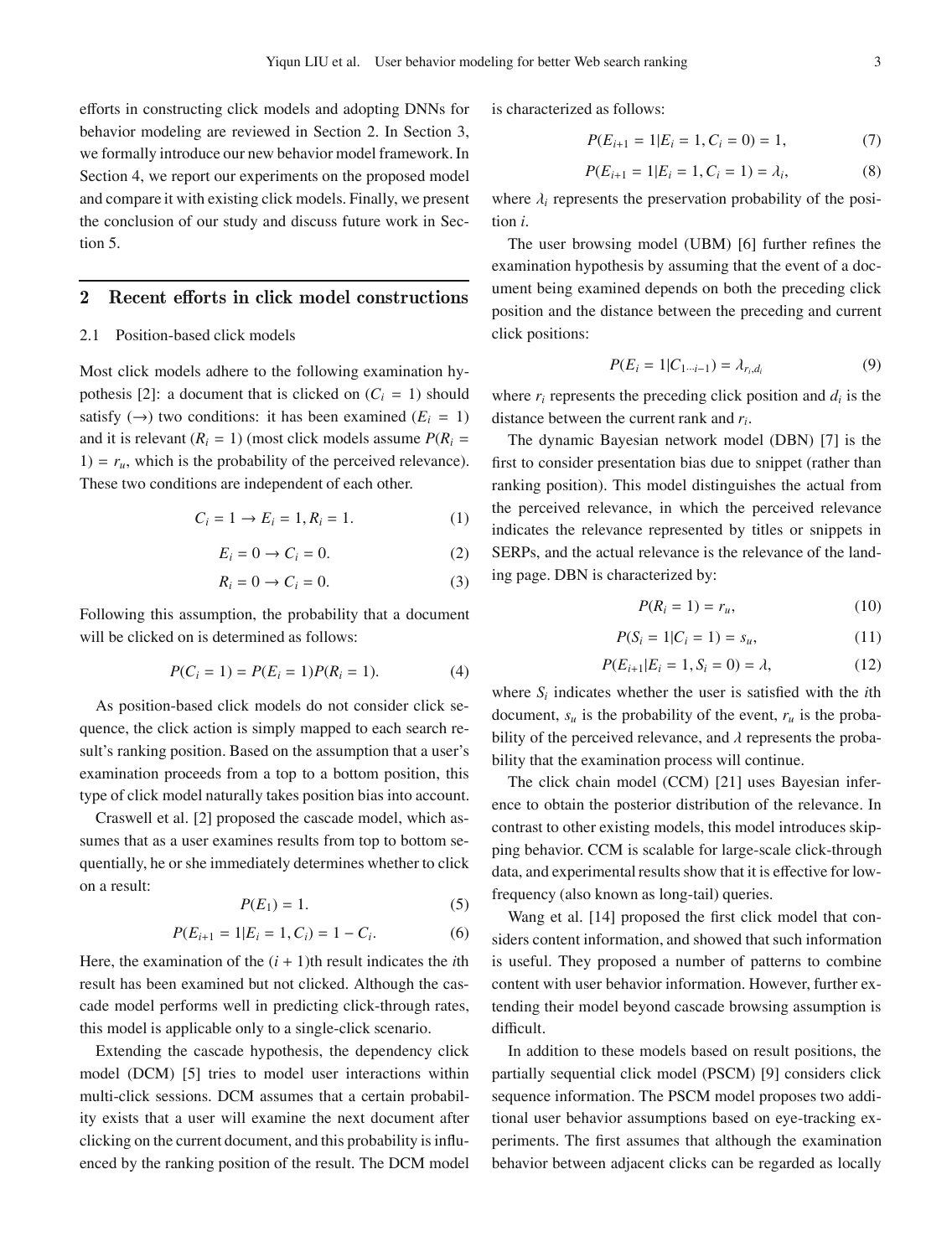efforts in constructing click models and adopting DNNs for behavior modeling are reviewed in Section 2. In Section 3, we formally introduce our new behavior model framework. In Section 4, we report our experiments on the proposed model and compare it with existing click models. Finally, we present the conclusion of our study and discuss future work in Section 5.

## 2 Recent efforts in click model constructions

### 2.1 Position-based click models

Most click models adhere to the following examination hypothesis [2]: a document that is clicked on ($C_i = 1$) should satisfy ($\rightarrow$) two conditions: it has been examined ($E_i = 1$) and it is relevant ($R_i = 1$) (most click models assume $P(R_i = 1) = r_u$, which is the probability of the perceived relevance). These two conditions are independent of each other.

$$C_i = 1 \rightarrow E_i = 1, R_i = 1. \tag{1}$$

$$E_i = 0 \rightarrow C_i = 0. \tag{2}$$

$$R_i = 0 \rightarrow C_i = 0. \tag{3}$$

Following this assumption, the probability that a document will be clicked on is determined as follows:

$$P(C_i = 1) = P(E_i = 1)P(R_i = 1). \tag{4}$$

As position-based click models do not consider click sequence, the click action is simply mapped to each search result's ranking position. Based on the assumption that a user's examination proceeds from a top to a bottom position, this type of click model naturally takes position bias into account.

Craswell et al. [2] proposed the cascade model, which assumes that as a user examines results from top to bottom sequentially, he or she immediately determines whether to click on a result:

$$P(E_1) = 1. \tag{5}$$

$$P(E_{i+1} = 1 | E_i = 1, C_i) = 1 - C_i. \tag{6}$$

Here, the examination of the $(i + 1)$th result indicates the $i$th result has been examined but not clicked. Although the cascade model performs well in predicting click-through rates, this model is applicable only to a single-click scenario.

Extending the cascade hypothesis, the dependency click model (DCM) [5] tries to model user interactions within multi-click sessions. DCM assumes that a certain probability exists that a user will examine the next document after clicking on the current document, and this probability is influenced by the ranking position of the result. The DCM model is characterized as follows:

$$P(E_{i+1} = 1 | E_i = 1, C_i = 0) = 1, \tag{7}$$

$$P(E_{i+1} = 1 | E_i = 1, C_i = 1) = \lambda_i, \tag{8}$$

where $\lambda_i$ represents the preservation probability of the position $i$.

The user browsing model (UBM) [6] further refines the examination hypothesis by assuming that the event of a document being examined depends on both the preceding click position and the distance between the preceding and current click positions:

$$P(E_i = 1 | C_{1 \cdots i-1}) = \lambda_{r_i, d_i} \tag{9}$$

where $r_i$ represents the preceding click position and $d_i$ is the distance between the current rank and $r_i$.

The dynamic Bayesian network model (DBN) [7] is the first to consider presentation bias due to snippet (rather than ranking position). This model distinguishes the actual from the perceived relevance, in which the perceived relevance indicates the relevance represented by titles or snippets in SERPs, and the actual relevance is the relevance of the landing page. DBN is characterized by:

$$P(R_i = 1) = r_u, \tag{10}$$

$$P(S_i = 1 | C_i = 1) = s_u, \tag{11}$$

$$P(E_{i+1} | E_i = 1, S_i = 0) = \lambda, \tag{12}$$

where $S_i$ indicates whether the user is satisfied with the $i$th document, $s_u$ is the probability of the event, $r_u$ is the probability of the perceived relevance, and $\lambda$ represents the probability that the examination process will continue.

The click chain model (CCM) [21] uses Bayesian inference to obtain the posterior distribution of the relevance. In contrast to other existing models, this model introduces skipping behavior. CCM is scalable for large-scale click-through data, and experimental results show that it is effective for low-frequency (also known as long-tail) queries.

Wang et al. [14] proposed the first click model that considers content information, and showed that such information is useful. They proposed a number of patterns to combine content with user behavior information. However, further extending their model beyond cascade browsing assumption is difficult.

In addition to these models based on result positions, the partially sequential click model (PSCM) [9] considers click sequence information. The PSCM model proposes two additional user behavior assumptions based on eye-tracking experiments. The first assumes that although the examination behavior between adjacent clicks can be regarded as locally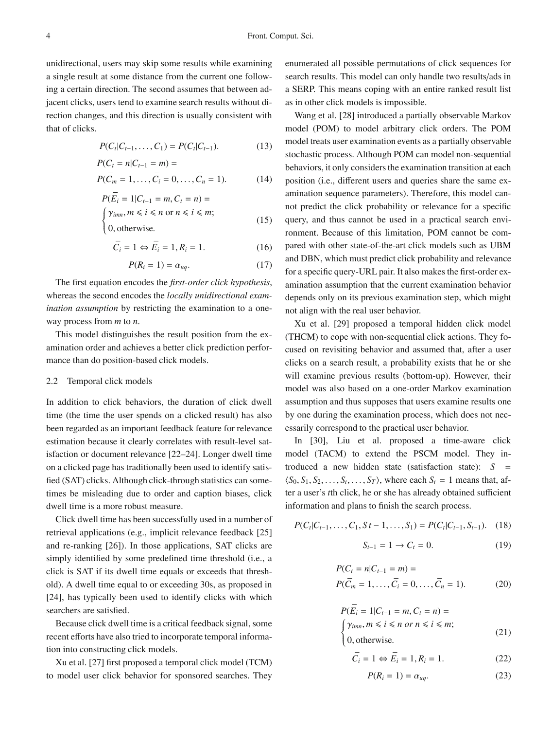unidirectional, users may skip some results while examining a single result at some distance from the current one following a certain direction. The second assumes that between adjacent clicks, users tend to examine search results without direction changes, and this direction is usually consistent with that of clicks.

$$P(C_t|C_{t-1},\ldots,C_1) = P(C_t|C_{t-1}). \tag{13}$$

$$P(C_t = n|C_{t-1} = m) = P(\bar{C}_m = 1,\ldots,\bar{C}_i = 0,\ldots,\bar{C}_n = 1). \tag{14}$$

$$P(\bar{E}_i = 1|C_{t-1} = m, C_t = n) = \begin{cases} \gamma_{imn}, m \leqslant i \leqslant n \text{ or } n \leqslant i \leqslant m; \\ 0, \text{otherwise.} \end{cases} \tag{15}$$

$$\bar{C}_i = 1 \Leftrightarrow \bar{E}_i = 1, R_i = 1. \tag{16}$$

$$P(R_i = 1) = \alpha_{uq}. \tag{17}$$

The first equation encodes the *first-order click hypothesis*, whereas the second encodes the *locally unidirectional examination assumption* by restricting the examination to a one-way process from $m$ to $n$.

This model distinguishes the result position from the examination order and achieves a better click prediction performance than do position-based click models.

### 2.2 Temporal click models

In addition to click behaviors, the duration of click dwell time (the time the user spends on a clicked result) has also been regarded as an important feedback feature for relevance estimation because it clearly correlates with result-level satisfaction or document relevance [22–24]. Longer dwell time on a clicked page has traditionally been used to identify satisfied (SAT) clicks. Although click-through statistics can sometimes be misleading due to order and caption biases, click dwell time is a more robust measure.

Click dwell time has been successfully used in a number of retrieval applications (e.g., implicit relevance feedback [25] and re-ranking [26]). In those applications, SAT clicks are simply identified by some predefined time threshold (i.e., a click is SAT if its dwell time equals or exceeds that threshold). A dwell time equal to or exceeding 30s, as proposed in [24], has typically been used to identify clicks with which searchers are satisfied.

Because click dwell time is a critical feedback signal, some recent efforts have also tried to incorporate temporal information into constructing click models.

Xu et al. [27] first proposed a temporal click model (TCM) to model user click behavior for sponsored searches. They enumerated all possible permutations of click sequences for search results. This model can only handle two results/ads in a SERP. This means coping with an entire ranked result list as in other click models is impossible.

Wang et al. [28] introduced a partially observable Markov model (POM) to model arbitrary click orders. The POM model treats user examination events as a partially observable stochastic process. Although POM can model non-sequential behaviors, it only considers the examination transition at each position (i.e., different users and queries share the same examination sequence parameters). Therefore, this model cannot predict the click probability or relevance for a specific query, and thus cannot be used in a practical search environment. Because of this limitation, POM cannot be compared with other state-of-the-art click models such as UBM and DBN, which must predict click probability and relevance for a specific query-URL pair. It also makes the first-order examination assumption that the current examination behavior depends only on its previous examination step, which might not align with the real user behavior.

Xu et al. [29] proposed a temporal hidden click model (THCM) to cope with non-sequential click actions. They focused on revisiting behavior and assumed that, after a user clicks on a search result, a probability exists that he or she will examine previous results (bottom-up). However, their model was also based on a one-order Markov examination assumption and thus supposes that users examine results one by one during the examination process, which does not necessarily correspond to the practical user behavior.

In [30], Liu et al. proposed a time-aware click model (TACM) to extend the PSCM model. They introduced a new hidden state (satisfaction state): $S = \langle S_0, S_1, S_2, \ldots, S_t, \ldots, S_T \rangle$, where each $S_t = 1$ means that, after a user's $t$th click, he or she has already obtained sufficient information and plans to finish the search process.

$$P(C_t|C_{t-1},\ldots,C_1, St-1,\ldots,S_1) = P(C_t|C_{t-1}, S_{t-1}). \tag{18}$$

$$S_{t-1} = 1 \rightarrow C_t = 0. \tag{19}$$

$$P(C_t = n|C_{t-1} = m) = P(\bar{C}_m = 1,\ldots,\bar{C}_i = 0,\ldots,\bar{C}_n = 1). \tag{20}$$

$$P(\bar{E}_i = 1|C_{t-1} = m, C_t = n) = \begin{cases} \gamma_{imn}, m \leqslant i \leqslant n \; or \; n \leqslant i \leqslant m; \\ 0, \text{otherwise.} \end{cases} \tag{21}$$

$$\bar{C}_i = 1 \Leftrightarrow \bar{E}_i = 1, R_i = 1. \tag{22}$$

$$P(R_i = 1) = \alpha_{uq}. \tag{23}$$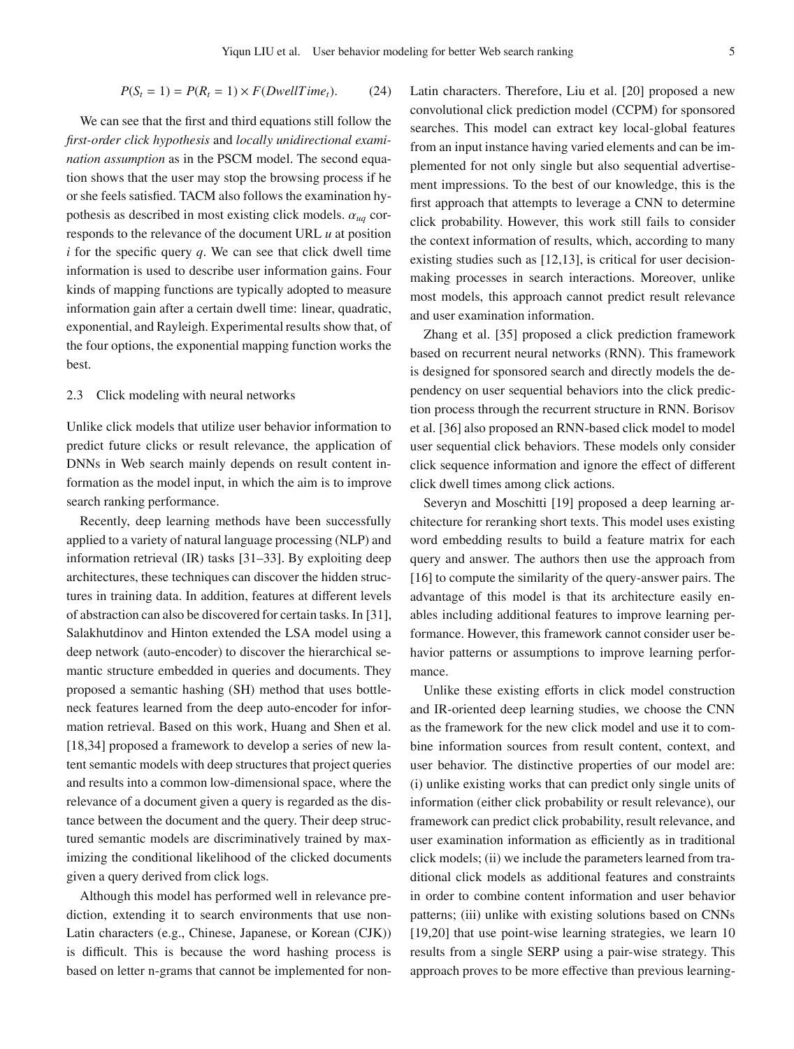$$P(S_t = 1) = P(R_t = 1) \times F(DwellTime_t). \qquad (24)$$

We can see that the first and third equations still follow the *first-order click hypothesis* and *locally unidirectional examination assumption* as in the PSCM model. The second equation shows that the user may stop the browsing process if he or she feels satisfied. TACM also follows the examination hypothesis as described in most existing click models. $\alpha_{uq}$ corresponds to the relevance of the document URL $u$ at position $i$ for the specific query $q$. We can see that click dwell time information is used to describe user information gains. Four kinds of mapping functions are typically adopted to measure information gain after a certain dwell time: linear, quadratic, exponential, and Rayleigh. Experimental results show that, of the four options, the exponential mapping function works the best.

### 2.3 Click modeling with neural networks

Unlike click models that utilize user behavior information to predict future clicks or result relevance, the application of DNNs in Web search mainly depends on result content information as the model input, in which the aim is to improve search ranking performance.

Recently, deep learning methods have been successfully applied to a variety of natural language processing (NLP) and information retrieval (IR) tasks [31–33]. By exploiting deep architectures, these techniques can discover the hidden structures in training data. In addition, features at different levels of abstraction can also be discovered for certain tasks. In [31], Salakhutdinov and Hinton extended the LSA model using a deep network (auto-encoder) to discover the hierarchical semantic structure embedded in queries and documents. They proposed a semantic hashing (SH) method that uses bottleneck features learned from the deep auto-encoder for information retrieval. Based on this work, Huang and Shen et al. [18,34] proposed a framework to develop a series of new latent semantic models with deep structures that project queries and results into a common low-dimensional space, where the relevance of a document given a query is regarded as the distance between the document and the query. Their deep structured semantic models are discriminatively trained by maximizing the conditional likelihood of the clicked documents given a query derived from click logs.

Although this model has performed well in relevance prediction, extending it to search environments that use non-Latin characters (e.g., Chinese, Japanese, or Korean (CJK)) is difficult. This is because the word hashing process is based on letter n-grams that cannot be implemented for non-Latin characters. Therefore, Liu et al. [20] proposed a new convolutional click prediction model (CCPM) for sponsored searches. This model can extract key local-global features from an input instance having varied elements and can be implemented for not only single but also sequential advertisement impressions. To the best of our knowledge, this is the first approach that attempts to leverage a CNN to determine click probability. However, this work still fails to consider the context information of results, which, according to many existing studies such as [12,13], is critical for user decision-making processes in search interactions. Moreover, unlike most models, this approach cannot predict result relevance and user examination information.

Zhang et al. [35] proposed a click prediction framework based on recurrent neural networks (RNN). This framework is designed for sponsored search and directly models the dependency on user sequential behaviors into the click prediction process through the recurrent structure in RNN. Borisov et al. [36] also proposed an RNN-based click model to model user sequential click behaviors. These models only consider click sequence information and ignore the effect of different click dwell times among click actions.

Severyn and Moschitti [19] proposed a deep learning architecture for reranking short texts. This model uses existing word embedding results to build a feature matrix for each query and answer. The authors then use the approach from [16] to compute the similarity of the query-answer pairs. The advantage of this model is that its architecture easily enables including additional features to improve learning performance. However, this framework cannot consider user behavior patterns or assumptions to improve learning performance.

Unlike these existing efforts in click model construction and IR-oriented deep learning studies, we choose the CNN as the framework for the new click model and use it to combine information sources from result content, context, and user behavior. The distinctive properties of our model are: (i) unlike existing works that can predict only single units of information (either click probability or result relevance), our framework can predict click probability, result relevance, and user examination information as efficiently as in traditional click models; (ii) we include the parameters learned from traditional click models as additional features and constraints in order to combine content information and user behavior patterns; (iii) unlike with existing solutions based on CNNs [19,20] that use point-wise learning strategies, we learn 10 results from a single SERP using a pair-wise strategy. This approach proves to be more effective than previous learning-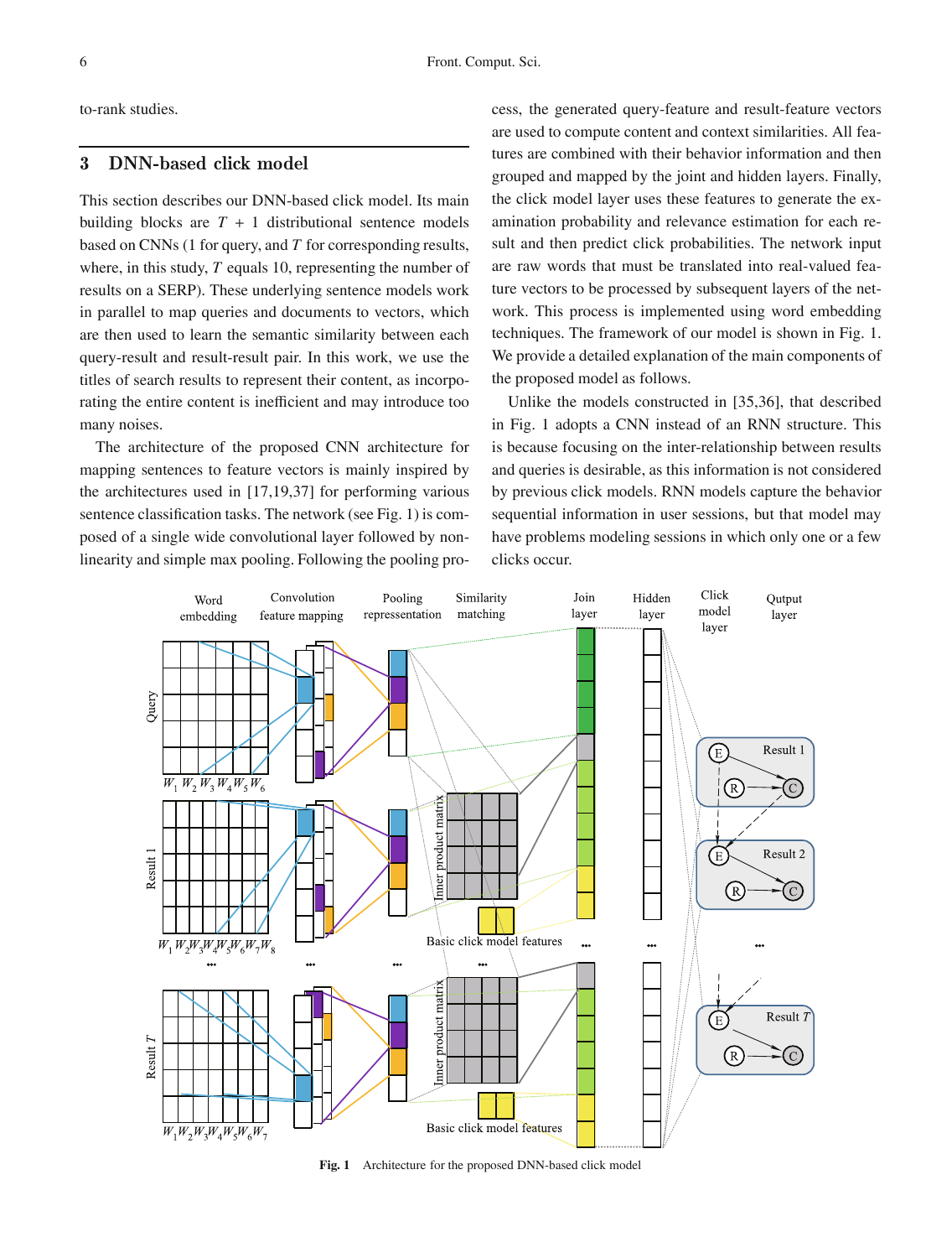to-rank studies.

## 3 DNN-based click model

This section describes our DNN-based click model. Its main building blocks are $T + 1$ distributional sentence models based on CNNs (1 for query, and $T$ for corresponding results, where, in this study, $T$ equals 10, representing the number of results on a SERP). These underlying sentence models work in parallel to map queries and documents to vectors, which are then used to learn the semantic similarity between each query-result and result-result pair. In this work, we use the titles of search results to represent their content, as incorporating the entire content is inefficient and may introduce too many noises.

The architecture of the proposed CNN architecture for mapping sentences to feature vectors is mainly inspired by the architectures used in [17,19,37] for performing various sentence classification tasks. The network (see Fig. 1) is composed of a single wide convolutional layer followed by nonlinearity and simple max pooling. Following the pooling process, the generated query-feature and result-feature vectors are used to compute content and context similarities. All features are combined with their behavior information and then grouped and mapped by the joint and hidden layers. Finally, the click model layer uses these features to generate the examination probability and relevance estimation for each result and then predict click probabilities. The network input are raw words that must be translated into real-valued feature vectors to be processed by subsequent layers of the network. This process is implemented using word embedding techniques. The framework of our model is shown in Fig. 1. We provide a detailed explanation of the main components of the proposed model as follows.

Unlike the models constructed in [35,36], that described in Fig. 1 adopts a CNN instead of an RNN structure. This is because focusing on the inter-relationship between results and queries is desirable, as this information is not considered by previous click models. RNN models capture the behavior sequential information in user sessions, but that model may have problems modeling sessions in which only one or a few clicks occur.

**Fig. 1** Architecture for the proposed DNN-based click model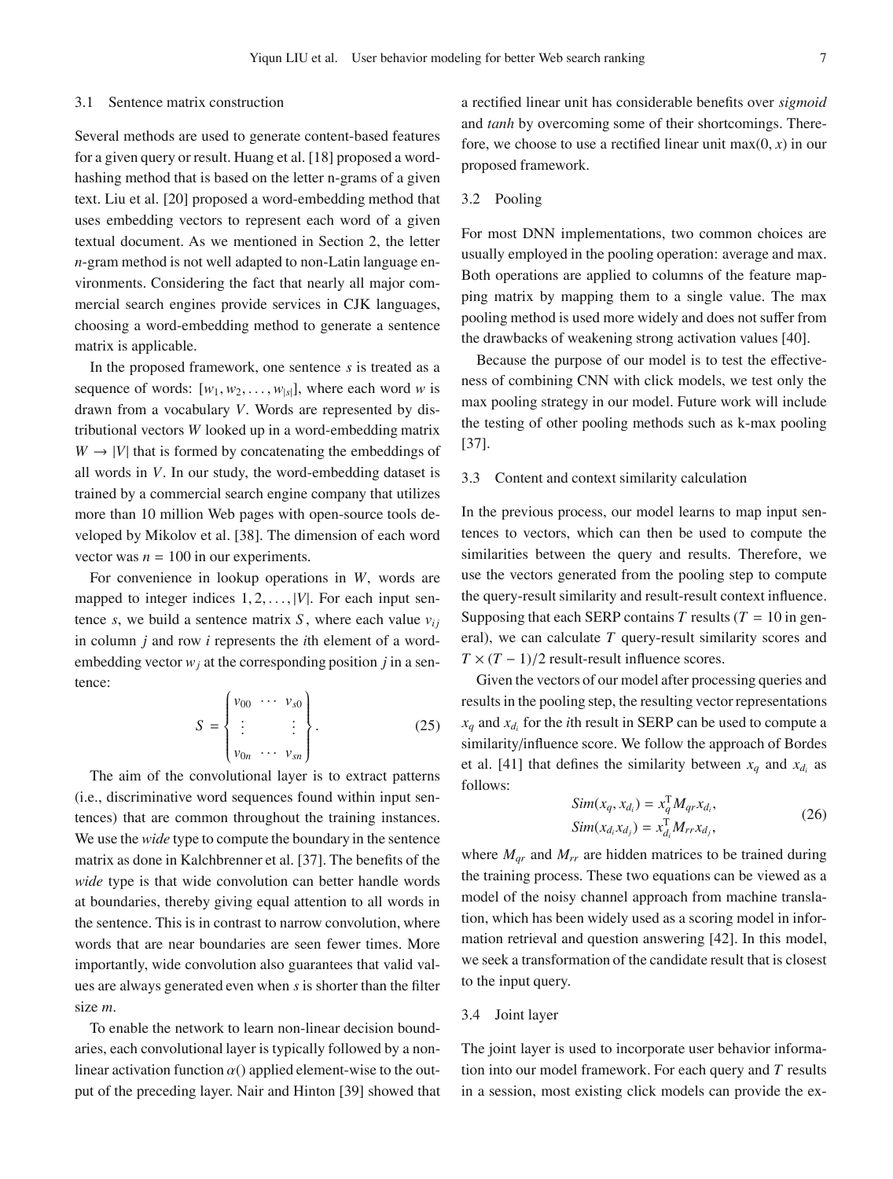### 3.1 Sentence matrix construction

Several methods are used to generate content-based features for a given query or result. Huang et al. [18] proposed a word-hashing method that is based on the letter n-grams of a given text. Liu et al. [20] proposed a word-embedding method that uses embedding vectors to represent each word of a given textual document. As we mentioned in Section 2, the letter $n$-gram method is not well adapted to non-Latin language environments. Considering the fact that nearly all major commercial search engines provide services in CJK languages, choosing a word-embedding method to generate a sentence matrix is applicable.

In the proposed framework, one sentence $s$ is treated as a sequence of words: $[w_1, w_2, \ldots, w_{|s|}]$, where each word $w$ is drawn from a vocabulary $V$. Words are represented by distributional vectors $W$ looked up in a word-embedding matrix $W \rightarrow |V|$ that is formed by concatenating the embeddings of all words in $V$. In our study, the word-embedding dataset is trained by a commercial search engine company that utilizes more than 10 million Web pages with open-source tools developed by Mikolov et al. [38]. The dimension of each word vector was $n = 100$ in our experiments.

For convenience in lookup operations in $W$, words are mapped to integer indices $1, 2, \ldots, |V|$. For each input sentence $s$, we build a sentence matrix $S$, where each value $v_{ij}$ in column $j$ and row $i$ represents the $i$th element of a word-embedding vector $w_j$ at the corresponding position $j$ in a sentence:

$$S = \begin{Bmatrix} v_{00} & \cdots & v_{s0} \\ \vdots & & \vdots \\ v_{0n} & \cdots & v_{sn} \end{Bmatrix}. \tag{25}$$

The aim of the convolutional layer is to extract patterns (i.e., discriminative word sequences found within input sentences) that are common throughout the training instances. We use the *wide* type to compute the boundary in the sentence matrix as done in Kalchbrenner et al. [37]. The benefits of the *wide* type is that wide convolution can better handle words at boundaries, thereby giving equal attention to all words in the sentence. This is in contrast to narrow convolution, where words that are near boundaries are seen fewer times. More importantly, wide convolution also guarantees that valid values are always generated even when $s$ is shorter than the filter size $m$.

To enable the network to learn non-linear decision boundaries, each convolutional layer is typically followed by a non-linear activation function $\alpha()$ applied element-wise to the output of the preceding layer. Nair and Hinton [39] showed that a rectified linear unit has considerable benefits over *sigmoid* and *tanh* by overcoming some of their shortcomings. Therefore, we choose to use a rectified linear unit $\max(0, x)$ in our proposed framework.

### 3.2 Pooling

For most DNN implementations, two common choices are usually employed in the pooling operation: average and max. Both operations are applied to columns of the feature mapping matrix by mapping them to a single value. The max pooling method is used more widely and does not suffer from the drawbacks of weakening strong activation values [40].

Because the purpose of our model is to test the effectiveness of combining CNN with click models, we test only the max pooling strategy in our model. Future work will include the testing of other pooling methods such as k-max pooling [37].

### 3.3 Content and context similarity calculation

In the previous process, our model learns to map input sentences to vectors, which can then be used to compute the similarities between the query and results. Therefore, we use the vectors generated from the pooling step to compute the query-result similarity and result-result context influence. Supposing that each SERP contains $T$ results ($T = 10$ in general), we can calculate $T$ query-result similarity scores and $T \times (T-1)/2$ result-result influence scores.

Given the vectors of our model after processing queries and results in the pooling step, the resulting vector representations $x_q$ and $x_{d_i}$ for the $i$th result in SERP can be used to compute a similarity/influence score. We follow the approach of Bordes et al. [41] that defines the similarity between $x_q$ and $x_{d_i}$ as follows:

$$\begin{aligned} Sim(x_q, x_{d_i}) &= x_q^{\mathrm{T}} M_{qr} x_{d_i}, \\ Sim(x_{d_i} x_{d_j}) &= x_{d_i}^{\mathrm{T}} M_{rr} x_{d_j}, \end{aligned} \tag{26}$$

where $M_{qr}$ and $M_{rr}$ are hidden matrices to be trained during the training process. These two equations can be viewed as a model of the noisy channel approach from machine translation, which has been widely used as a scoring model in information retrieval and question answering [42]. In this model, we seek a transformation of the candidate result that is closest to the input query.

### 3.4 Joint layer

The joint layer is used to incorporate user behavior information into our model framework. For each query and $T$ results in a session, most existing click models can provide the ex-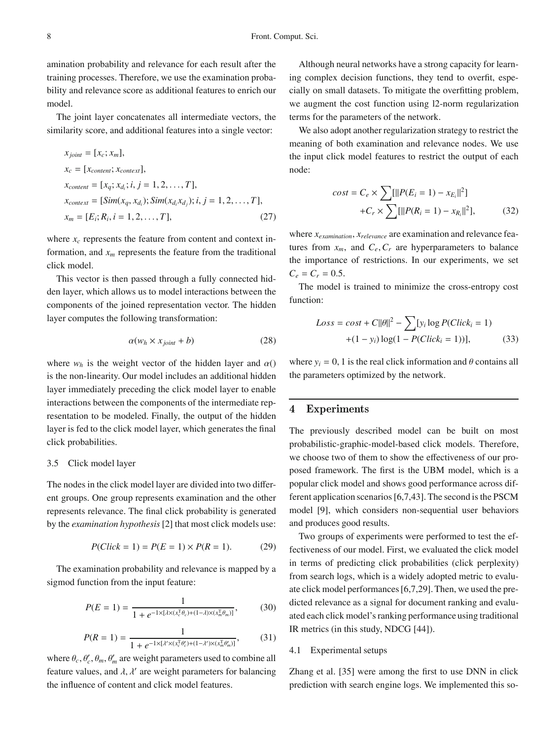amination probability and relevance for each result after the training processes. Therefore, we use the examination probability and relevance score as additional features to enrich our model.

The joint layer concatenates all intermediate vectors, the similarity score, and additional features into a single vector:

$$
\begin{aligned}
& x_{joint} = [x_c; x_m], \\
& x_c = [x_{content}; x_{context}], \\
& x_{content} = [x_q; x_{d_i}; i, j = 1, 2, \ldots, T], \\
& x_{context} = [Sim(x_q, x_{d_i}); Sim(x_{d_i} x_{d_j}); i, j = 1, 2, \ldots, T], \\
& x_m = [E_i; R_i, i = 1, 2, \ldots, T], \qquad (27)
\end{aligned}
$$

where $x_c$ represents the feature from content and context information, and $x_m$ represents the feature from the traditional click model.

This vector is then passed through a fully connected hidden layer, which allows us to model interactions between the components of the joined representation vector. The hidden layer computes the following transformation:

$$\alpha(w_h \times x_{joint} + b) \qquad (28)$$

where $w_h$ is the weight vector of the hidden layer and $\alpha()$ is the non-linearity. Our model includes an additional hidden layer immediately preceding the click model layer to enable interactions between the components of the intermediate representation to be modeled. Finally, the output of the hidden layer is fed to the click model layer, which generates the final click probabilities.

### 3.5 Click model layer

The nodes in the click model layer are divided into two different groups. One group represents examination and the other represents relevance. The final click probability is generated by the *examination hypothesis* [2] that most click models use:

$$P(Click = 1) = P(E = 1) \times P(R = 1). \qquad (29)$$

The examination probability and relevance is mapped by a sigmod function from the input feature:

$$P(E = 1) = \frac{1}{1 + e^{-1 \times [\lambda \times (x_c^{\mathrm{T}} \theta_c) + (1-\lambda) \times (x_m^{\mathrm{T}} \theta_m)]}}, \qquad (30)$$

$$P(R = 1) = \frac{1}{1 + e^{-1 \times [\lambda' \times (x_c^{\mathrm{T}} \theta_c') + (1-\lambda') \times (x_m^{\mathrm{T}} \theta_m')]}}, \qquad (31)$$

where $\theta_c, \theta_c', \theta_m, \theta_m'$ are weight parameters used to combine all feature values, and $\lambda, \lambda'$ are weight parameters for balancing the influence of content and click model features.

Although neural networks have a strong capacity for learning complex decision functions, they tend to overfit, especially on small datasets. To mitigate the overfitting problem, we augment the cost function using l2-norm regularization terms for the parameters of the network.

We also adopt another regularization strategy to restrict the meaning of both examination and relevance nodes. We use the input click model features to restrict the output of each node:

$$
\begin{aligned}
cost = {} & C_e \times \sum [\|P(E_i = 1) - x_{E_i}\|^2] \\
& + C_r \times \sum [\|P(R_i = 1) - x_{R_i}\|^2], \qquad (32)
\end{aligned}
$$

where $x_{examination}, x_{relevance}$ are examination and relevance features from $x_m$, and $C_e, C_r$ are hyperparameters to balance the importance of restrictions. In our experiments, we set $C_e = C_r = 0.5$.

The model is trained to minimize the cross-entropy cost function:

$$
\begin{aligned}
Loss = {} & cost + C\|\theta\|^2 - \sum [y_i \log P(Click_i = 1) \\
& + (1 - y_i) \log(1 - P(Click_i = 1))], \qquad (33)
\end{aligned}
$$

where $y_i = 0, 1$ is the real click information and $\theta$ contains all the parameters optimized by the network.

## 4 Experiments

The previously described model can be built on most probabilistic-graphic-model-based click models. Therefore, we choose two of them to show the effectiveness of our proposed framework. The first is the UBM model, which is a popular click model and shows good performance across different application scenarios [6,7,43]. The second is the PSCM model [9], which considers non-sequential user behaviors and produces good results.

Two groups of experiments were performed to test the effectiveness of our model. First, we evaluated the click model in terms of predicting click probabilities (click perplexity) from search logs, which is a widely adopted metric to evaluate click model performances [6,7,29]. Then, we used the predicted relevance as a signal for document ranking and evaluated each click model's ranking performance using traditional IR metrics (in this study, NDCG [44]).

### 4.1 Experimental setups

Zhang et al. [35] were among the first to use DNN in click prediction with search engine logs. We implemented this so-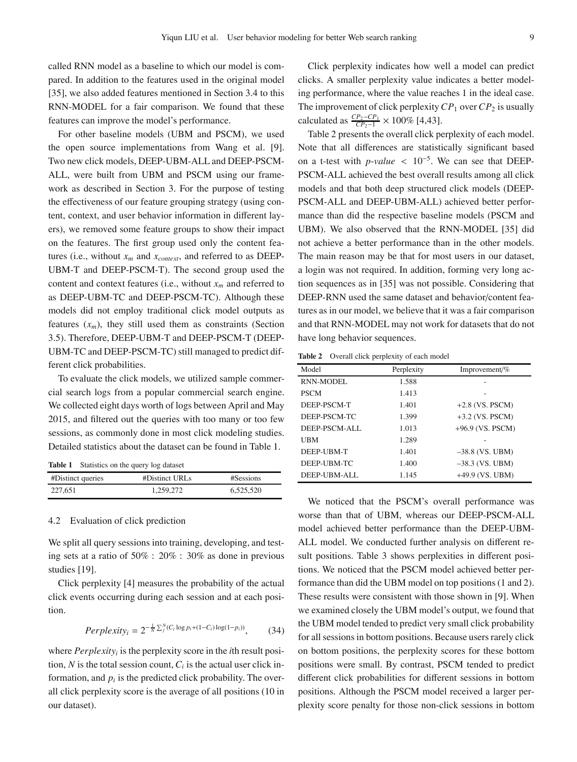called RNN model as a baseline to which our model is compared. In addition to the features used in the original model [35], we also added features mentioned in Section 3.4 to this RNN-MODEL for a fair comparison. We found that these features can improve the model's performance.

For other baseline models (UBM and PSCM), we used the open source implementations from Wang et al. [9]. Two new click models, DEEP-UBM-ALL and DEEP-PSCM-ALL, were built from UBM and PSCM using our framework as described in Section 3. For the purpose of testing the effectiveness of our feature grouping strategy (using content, context, and user behavior information in different layers), we removed some feature groups to show their impact on the features. The first group used only the content features (i.e., without $x_m$ and $x_{context}$, and referred to as DEEP-UBM-T and DEEP-PSCM-T). The second group used the content and context features (i.e., without $x_m$ and referred to as DEEP-UBM-TC and DEEP-PSCM-TC). Although these models did not employ traditional click model outputs as features ($x_m$), they still used them as constraints (Section 3.5). Therefore, DEEP-UBM-T and DEEP-PSCM-T (DEEP-UBM-TC and DEEP-PSCM-TC) still managed to predict different click probabilities.

To evaluate the click models, we utilized sample commercial search logs from a popular commercial search engine. We collected eight days worth of logs between April and May 2015, and filtered out the queries with too many or too few sessions, as commonly done in most click modeling studies. Detailed statistics about the dataset can be found in Table 1.

**Table 1** Statistics on the query log dataset

| #Distinct queries | #Distinct URLs | #Sessions |
|---|---|---|
| 227,651 | 1,259,272 | 6,525,520 |

### 4.2 Evaluation of click prediction

We split all query sessions into training, developing, and testing sets at a ratio of 50% : 20% : 30% as done in previous studies [19].

Click perplexity [4] measures the probability of the actual click events occurring during each session and at each position.

$$Perplexity_i = 2^{-\frac{1}{N}\sum_j^N (C_i \log p_i + (1-C_i)\log(1-p_i))}, \qquad (34)$$

where $Perplexity_i$ is the perplexity score in the $i$th result position, $N$ is the total session count, $C_i$ is the actual user click information, and $p_i$ is the predicted click probability. The overall click perplexity score is the average of all positions (10 in our dataset).

Click perplexity indicates how well a model can predict clicks. A smaller perplexity value indicates a better modeling performance, where the value reaches 1 in the ideal case. The improvement of click perplexity $CP_1$ over $CP_2$ is usually calculated as $\frac{CP_2 - CP_1}{CP_2 - 1} \times 100\%$ [4,43].

Table 2 presents the overall click perplexity of each model. Note that all differences are statistically significant based on a t-test with $p$-$value < 10^{-5}$. We can see that DEEP-PSCM-ALL achieved the best overall results among all click models and that both deep structured click models (DEEP-PSCM-ALL and DEEP-UBM-ALL) achieved better performance than did the respective baseline models (PSCM and UBM). We also observed that the RNN-MODEL [35] did not achieve a better performance than in the other models. The main reason may be that for most users in our dataset, a login was not required. In addition, forming very long action sequences as in [35] was not possible. Considering that DEEP-RNN used the same dataset and behavior/content features as in our model, we believe that it was a fair comparison and that RNN-MODEL may not work for datasets that do not have long behavior sequences.

**Table 2** Overall click perplexity of each model

| Model | Perplexity | Improvement/% |
|---|---|---|
| RNN-MODEL | 1.588 | - |
| PSCM | 1.413 | - |
| DEEP-PSCM-T | 1.401 | +2.8 (VS. PSCM) |
| DEEP-PSCM-TC | 1.399 | +3.2 (VS. PSCM) |
| DEEP-PSCM-ALL | 1.013 | +96.9 (VS. PSCM) |
| UBM | 1.289 | - |
| DEEP-UBM-T | 1.401 | –38.8 (VS. UBM) |
| DEEP-UBM-TC | 1.400 | –38.3 (VS. UBM) |
| DEEP-UBM-ALL | 1.145 | +49.9 (VS. UBM) |

We noticed that the PSCM's overall performance was worse than that of UBM, whereas our DEEP-PSCM-ALL model achieved better performance than the DEEP-UBM-ALL model. We conducted further analysis on different result positions. Table 3 shows perplexities in different positions. We noticed that the PSCM model achieved better performance than did the UBM model on top positions (1 and 2). These results were consistent with those shown in [9]. When we examined closely the UBM model's output, we found that the UBM model tended to predict very small click probability for all sessions in bottom positions. Because users rarely click on bottom positions, the perplexity scores for these bottom positions were small. By contrast, PSCM tended to predict different click probabilities for different sessions in bottom positions. Although the PSCM model received a larger perplexity score penalty for those non-click sessions in bottom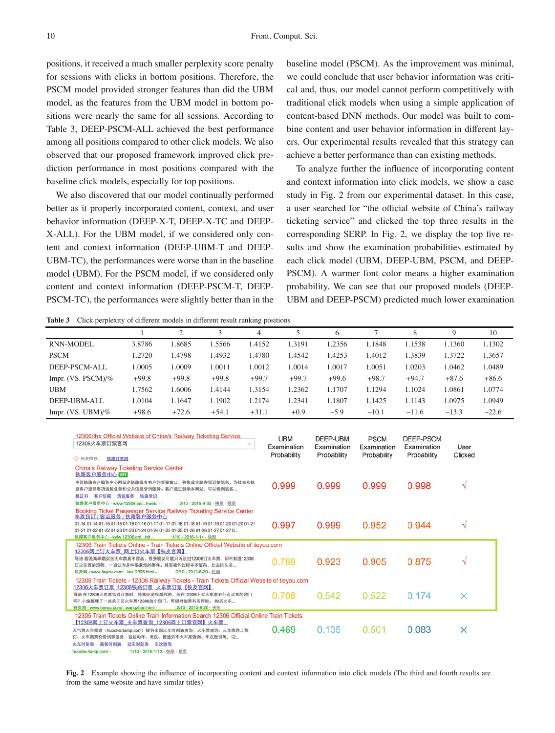positions, it received a much smaller perplexity score penalty for sessions with clicks in bottom positions. Therefore, the PSCM model provided stronger features than did the UBM model, as the features from the UBM model in bottom positions were nearly the same for all sessions. According to Table 3, DEEP-PSCM-ALL achieved the best performance among all positions compared to other click models. We also observed that our proposed framework improved click prediction performance in most positions compared with the baseline click models, especially for top positions.

We also discovered that our model continually performed better as it properly incorporated content, context, and user behavior information (DEEP-X-T, DEEP-X-TC and DEEP-X-ALL). For the UBM model, if we considered only content and context information (DEEP-UBM-T and DEEP-UBM-TC), the performances were worse than in the baseline model (UBM). For the PSCM model, if we considered only content and context information (DEEP-PSCM-T, DEEP-PSCM-TC), the performances were slightly better than in the baseline model (PSCM). As the improvement was minimal, we could conclude that user behavior information was critical and, thus, our model cannot perform competitively with traditional click models when using a simple application of content-based DNN methods. Our model was built to combine content and user behavior information in different layers. Our experimental results revealed that this strategy can achieve a better performance than can existing methods.

To analyze further the influence of incorporating content and context information into click models, we show a case study in Fig. 2 from our experimental dataset. In this case, a user searched for "the official website of China's railway ticketing service" and clicked the top three results in the corresponding SERP. In Fig. 2, we display the top five results and show the examination probabilities estimated by each click model (UBM, DEEP-UBM, PSCM, and DEEP-PSCM). A warmer font color means a higher examination probability. We can see that our proposed models (DEEP-UBM and DEEP-PSCM) predicted much lower examination

**Table 3** Click perplexity of different models in different result ranking positions

| | 1 | 2 | 3 | 4 | 5 | 6 | 7 | 8 | 9 | 10 |
|---|---|---|---|---|---|---|---|---|---|---|
| RNN-MODEL | 3.8786 | 1.8685 | 1.5566 | 1.4152 | 1.3191 | 1.2356 | 1.1848 | 1.1538 | 1.1360 | 1.1302 |
| PSCM | 1.2720 | 1.4798 | 1.4932 | 1.4780 | 1.4542 | 1.4253 | 1.4012 | 1.3839 | 1.3722 | 1.3657 |
| DEEP-PSCM-ALL | 1.0005 | 1.0009 | 1.0011 | 1.0012 | 1.0014 | 1.0017 | 1.0051 | 1.0203 | 1.0462 | 1.0489 |
| Impr. (VS. PSCM)/% | +99.8 | +99.8 | +99.8 | +99.7 | +99.7 | +99.6 | +98.7 | +94.7 | +87.6 | +86.6 |
| UBM | 1.7562 | 1.6006 | 1.4144 | 1.3154 | 1.2362 | 1.1707 | 1.1294 | 1.1024 | 1.0861 | 1.0774 |
| DEEP-UBM-ALL | 1.0104 | 1.1647 | 1.1902 | 1.2174 | 1.2341 | 1.1807 | 1.1425 | 1.1143 | 1.0975 | 1.0949 |
| Impr. (VS. UBM)/% | +98.6 | +72.6 | +54.1 | +31.1 | +0.9 | −5.9 | −10.1 | −11.6 | −13.3 | −22.6 |

| Result | UBM Examination Probability | DEEP-UBM Examination Probability | PSCM Examination Probability | DEEP-PSCM Examination Probability | User Clicked |
|---|---|---|---|---|---|
| China's Railway Ticketing Service Center | 0.999 | 0.999 | 0.999 | 0.998 | √ |
| Booking Ticket Passenger Service Railway Ticketing Service Center | 0.997 | 0.999 | 0.952 | 0.944 | √ |
| 12306 Train Tickets Online - Train Tickets Online Official Website of tieyou.com | 0.789 | 0.923 | 0.905 | 0.875 | √ |
| 12306 Train Tickets - 12306 Railway Tickets - Train Tickets Official Website of tieyou.com | 0.708 | 0.542 | 0.522 | 0.174 | × |
| 12306 Train Tickets Online Train Information Search 12306 Official Online Train Tickets | 0.469 | 0.135 | 0.501 | 0.083 | × |

**Fig. 2** Example showing the influence of incorporating content and context information into click models (The third and fourth results are from the same website and have similar titles)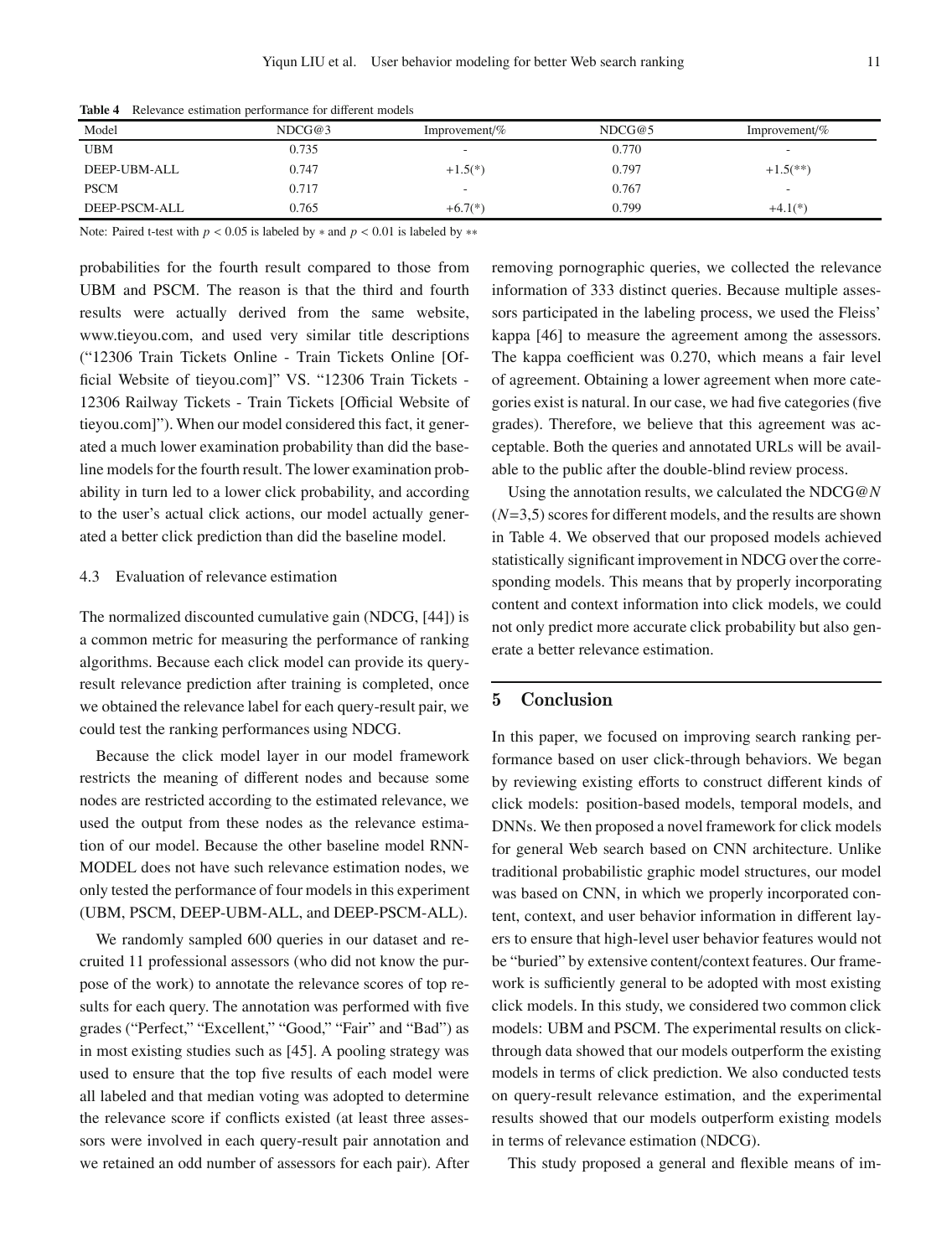**Table 4** Relevance estimation performance for different models

| Model | NDCG@3 | Improvement/% | NDCG@5 | Improvement/% |
|---|---|---|---|---|
| UBM | 0.735 | - | 0.770 | - |
| DEEP-UBM-ALL | 0.747 | +1.5(*) | 0.797 | +1.5(**) |
| PSCM | 0.717 | - | 0.767 | - |
| DEEP-PSCM-ALL | 0.765 | +6.7(*) | 0.799 | +4.1(*) |

Note: Paired t-test with $p < 0.05$ is labeled by $*$ and $p < 0.01$ is labeled by $**$

probabilities for the fourth result compared to those from UBM and PSCM. The reason is that the third and fourth results were actually derived from the same website, www.tieyou.com, and used very similar title descriptions ("12306 Train Tickets Online - Train Tickets Online [Official Website of tieyou.com]" VS. "12306 Train Tickets - 12306 Railway Tickets - Train Tickets [Official Website of tieyou.com]"). When our model considered this fact, it generated a much lower examination probability than did the baseline models for the fourth result. The lower examination probability in turn led to a lower click probability, and according to the user's actual click actions, our model actually generated a better click prediction than did the baseline model.

### 4.3 Evaluation of relevance estimation

The normalized discounted cumulative gain (NDCG, [44]) is a common metric for measuring the performance of ranking algorithms. Because each click model can provide its query-result relevance prediction after training is completed, once we obtained the relevance label for each query-result pair, we could test the ranking performances using NDCG.

Because the click model layer in our model framework restricts the meaning of different nodes and because some nodes are restricted according to the estimated relevance, we used the output from these nodes as the relevance estimation of our model. Because the other baseline model RNN-MODEL does not have such relevance estimation nodes, we only tested the performance of four models in this experiment (UBM, PSCM, DEEP-UBM-ALL, and DEEP-PSCM-ALL).

We randomly sampled 600 queries in our dataset and recruited 11 professional assessors (who did not know the purpose of the work) to annotate the relevance scores of top results for each query. The annotation was performed with five grades ("Perfect," "Excellent," "Good," "Fair" and "Bad") as in most existing studies such as [45]. A pooling strategy was used to ensure that the top five results of each model were all labeled and that median voting was adopted to determine the relevance score if conflicts existed (at least three assessors were involved in each query-result pair annotation and we retained an odd number of assessors for each pair). After removing pornographic queries, we collected the relevance information of 333 distinct queries. Because multiple assessors participated in the labeling process, we used the Fleiss' kappa [46] to measure the agreement among the assessors. The kappa coefficient was 0.270, which means a fair level of agreement. Obtaining a lower agreement when more categories exist is natural. In our case, we had five categories (five grades). Therefore, we believe that this agreement was acceptable. Both the queries and annotated URLs will be available to the public after the double-blind review process.

Using the annotation results, we calculated the NDCG@$N$ ($N$=3,5) scores for different models, and the results are shown in Table 4. We observed that our proposed models achieved statistically significant improvement in NDCG over the corresponding models. This means that by properly incorporating content and context information into click models, we could not only predict more accurate click probability but also generate a better relevance estimation.

## 5 Conclusion

In this paper, we focused on improving search ranking performance based on user click-through behaviors. We began by reviewing existing efforts to construct different kinds of click models: position-based models, temporal models, and DNNs. We then proposed a novel framework for click models for general Web search based on CNN architecture. Unlike traditional probabilistic graphic model structures, our model was based on CNN, in which we properly incorporated content, context, and user behavior information in different layers to ensure that high-level user behavior features would not be "buried" by extensive content/context features. Our framework is sufficiently general to be adopted with most existing click models. In this study, we considered two common click models: UBM and PSCM. The experimental results on click-through data showed that our models outperform the existing models in terms of click prediction. We also conducted tests on query-result relevance estimation, and the experimental results showed that our models outperform existing models in terms of relevance estimation (NDCG).

This study proposed a general and flexible means of im-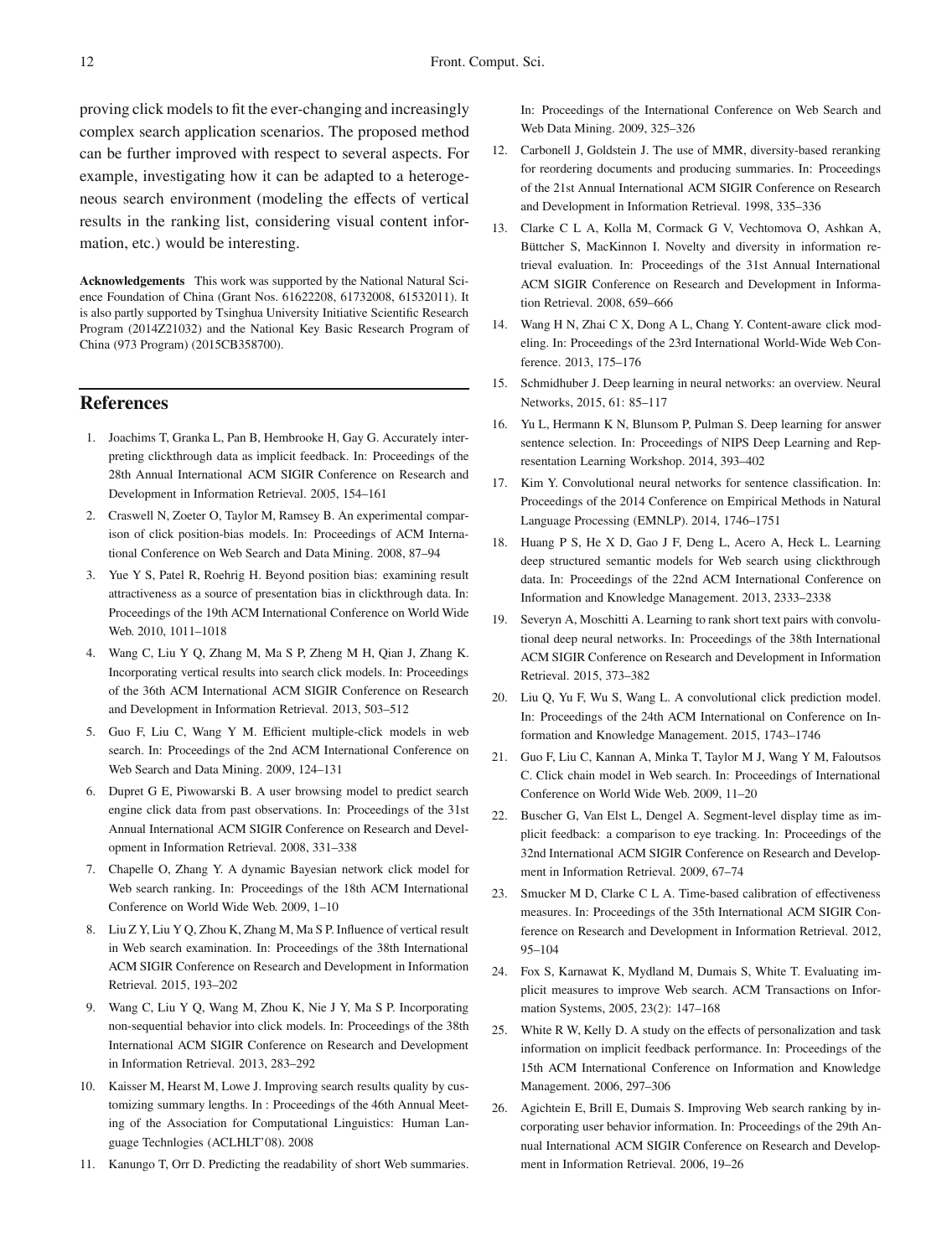proving click models to fit the ever-changing and increasingly complex search application scenarios. The proposed method can be further improved with respect to several aspects. For example, investigating how it can be adapted to a heterogeneous search environment (modeling the effects of vertical results in the ranking list, considering visual content information, etc.) would be interesting.

**Acknowledgements** This work was supported by the National Natural Science Foundation of China (Grant Nos. 61622208, 61732008, 61532011). It is also partly supported by Tsinghua University Initiative Scientific Research Program (2014Z21032) and the National Key Basic Research Program of China (973 Program) (2015CB358700).

## References

1. Joachims T, Granka L, Pan B, Hembrooke H, Gay G. Accurately interpreting clickthrough data as implicit feedback. In: Proceedings of the 28th Annual International ACM SIGIR Conference on Research and Development in Information Retrieval. 2005, 154–161
2. Craswell N, Zoeter O, Taylor M, Ramsey B. An experimental comparison of click position-bias models. In: Proceedings of ACM International Conference on Web Search and Data Mining. 2008, 87–94
3. Yue Y S, Patel R, Roehrig H. Beyond position bias: examining result attractiveness as a source of presentation bias in clickthrough data. In: Proceedings of the 19th ACM International Conference on World Wide Web. 2010, 1011–1018
4. Wang C, Liu Y Q, Zhang M, Ma S P, Zheng M H, Qian J, Zhang K. Incorporating vertical results into search click models. In: Proceedings of the 36th ACM International ACM SIGIR Conference on Research and Development in Information Retrieval. 2013, 503–512
5. Guo F, Liu C, Wang Y M. Efficient multiple-click models in web search. In: Proceedings of the 2nd ACM International Conference on Web Search and Data Mining. 2009, 124–131
6. Dupret G E, Piwowarski B. A user browsing model to predict search engine click data from past observations. In: Proceedings of the 31st Annual International ACM SIGIR Conference on Research and Development in Information Retrieval. 2008, 331–338
7. Chapelle O, Zhang Y. A dynamic Bayesian network click model for Web search ranking. In: Proceedings of the 18th ACM International Conference on World Wide Web. 2009, 1–10
8. Liu Z Y, Liu Y Q, Zhou K, Zhang M, Ma S P. Influence of vertical result in Web search examination. In: Proceedings of the 38th International ACM SIGIR Conference on Research and Development in Information Retrieval. 2015, 193–202
9. Wang C, Liu Y Q, Wang M, Zhou K, Nie J Y, Ma S P. Incorporating non-sequential behavior into click models. In: Proceedings of the 38th International ACM SIGIR Conference on Research and Development in Information Retrieval. 2013, 283–292
10. Kaisser M, Hearst M, Lowe J. Improving search results quality by customizing summary lengths. In : Proceedings of the 46th Annual Meeting of the Association for Computational Linguistics: Human Language Technlogies (ACLHLT'08). 2008
11. Kanungo T, Orr D. Predicting the readability of short Web summaries. In: Proceedings of the International Conference on Web Search and Web Data Mining. 2009, 325–326
12. Carbonell J, Goldstein J. The use of MMR, diversity-based reranking for reordering documents and producing summaries. In: Proceedings of the 21st Annual International ACM SIGIR Conference on Research and Development in Information Retrieval. 1998, 335–336
13. Clarke C L A, Kolla M, Cormack G V, Vechtomova O, Ashkan A, Büttcher S, MacKinnon I. Novelty and diversity in information retrieval evaluation. In: Proceedings of the 31st Annual International ACM SIGIR Conference on Research and Development in Information Retrieval. 2008, 659–666
14. Wang H N, Zhai C X, Dong A L, Chang Y. Content-aware click modeling. In: Proceedings of the 23rd International World-Wide Web Conference. 2013, 175–176
15. Schmidhuber J. Deep learning in neural networks: an overview. Neural Networks, 2015, 61: 85–117
16. Yu L, Hermann K N, Blunsom P, Pulman S. Deep learning for answer sentence selection. In: Proceedings of NIPS Deep Learning and Representation Learning Workshop. 2014, 393–402
17. Kim Y. Convolutional neural networks for sentence classification. In: Proceedings of the 2014 Conference on Empirical Methods in Natural Language Processing (EMNLP). 2014, 1746–1751
18. Huang P S, He X D, Gao J F, Deng L, Acero A, Heck L. Learning deep structured semantic models for Web search using clickthrough data. In: Proceedings of the 22nd ACM International Conference on Information and Knowledge Management. 2013, 2333–2338
19. Severyn A, Moschitti A. Learning to rank short text pairs with convolutional deep neural networks. In: Proceedings of the 38th International ACM SIGIR Conference on Research and Development in Information Retrieval. 2015, 373–382
20. Liu Q, Yu F, Wu S, Wang L. A convolutional click prediction model. In: Proceedings of the 24th ACM International on Conference on Information and Knowledge Management. 2015, 1743–1746
21. Guo F, Liu C, Kannan A, Minka T, Taylor M J, Wang Y M, Faloutsos C. Click chain model in Web search. In: Proceedings of International Conference on World Wide Web. 2009, 11–20
22. Buscher G, Van Elst L, Dengel A. Segment-level display time as implicit feedback: a comparison to eye tracking. In: Proceedings of the 32nd International ACM SIGIR Conference on Research and Development in Information Retrieval. 2009, 67–74
23. Smucker M D, Clarke C L A. Time-based calibration of effectiveness measures. In: Proceedings of the 35th International ACM SIGIR Conference on Research and Development in Information Retrieval. 2012, 95–104
24. Fox S, Karnawat K, Mydland M, Dumais S, White T. Evaluating implicit measures to improve Web search. ACM Transactions on Information Systems, 2005, 23(2): 147–168
25. White R W, Kelly D. A study on the effects of personalization and task information on implicit feedback performance. In: Proceedings of the 15th ACM International Conference on Information and Knowledge Management. 2006, 297–306
26. Agichtein E, Brill E, Dumais S. Improving Web search ranking by incorporating user behavior information. In: Proceedings of the 29th Annual International ACM SIGIR Conference on Research and Development in Information Retrieval. 2006, 19–26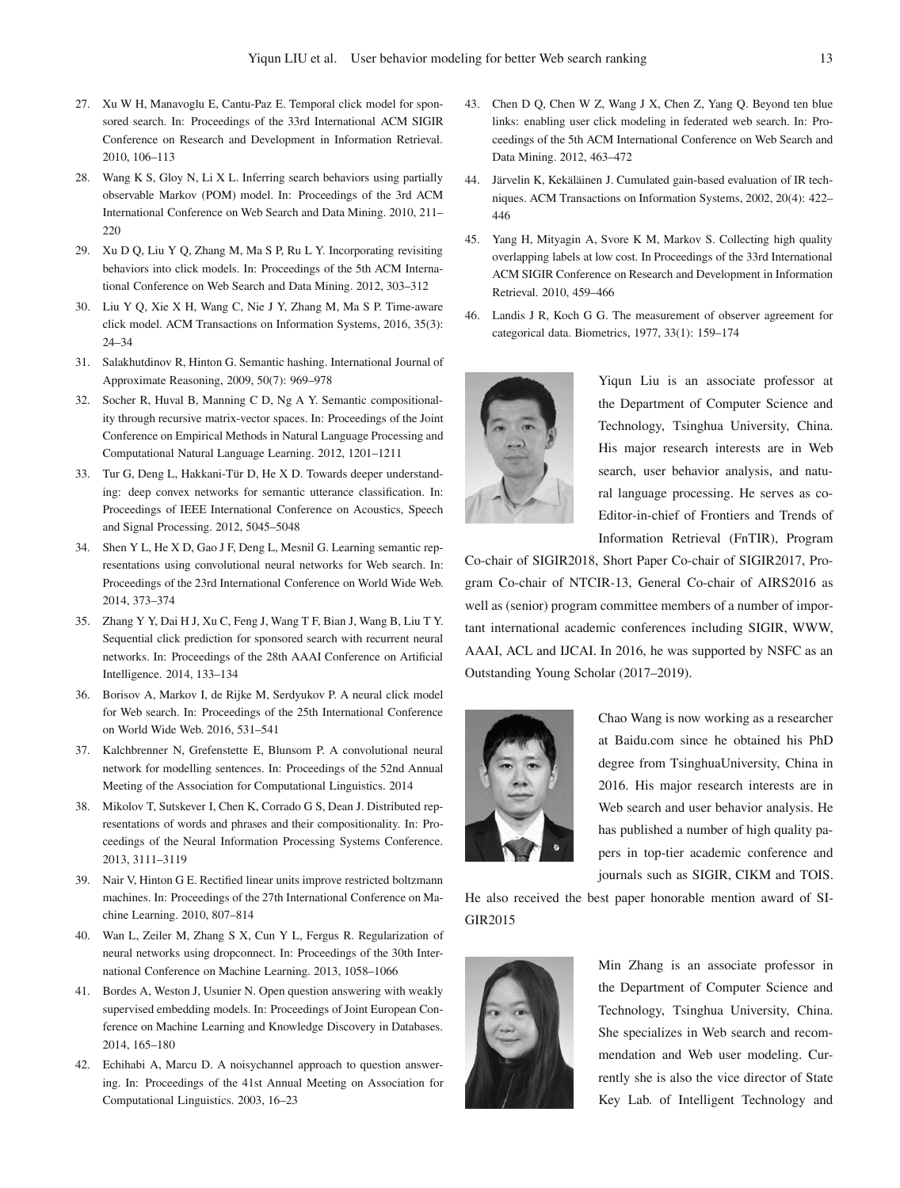27. Xu W H, Manavoglu E, Cantu-Paz E. Temporal click model for sponsored search. In: Proceedings of the 33rd International ACM SIGIR Conference on Research and Development in Information Retrieval. 2010, 106–113
28. Wang K S, Gloy N, Li X L. Inferring search behaviors using partially observable Markov (POM) model. In: Proceedings of the 3rd ACM International Conference on Web Search and Data Mining. 2010, 211–220
29. Xu D Q, Liu Y Q, Zhang M, Ma S P, Ru L Y. Incorporating revisiting behaviors into click models. In: Proceedings of the 5th ACM International Conference on Web Search and Data Mining. 2012, 303–312
30. Liu Y Q, Xie X H, Wang C, Nie J Y, Zhang M, Ma S P. Time-aware click model. ACM Transactions on Information Systems, 2016, 35(3): 24–34
31. Salakhutdinov R, Hinton G. Semantic hashing. International Journal of Approximate Reasoning, 2009, 50(7): 969–978
32. Socher R, Huval B, Manning C D, Ng A Y. Semantic compositionality through recursive matrix-vector spaces. In: Proceedings of the Joint Conference on Empirical Methods in Natural Language Processing and Computational Natural Language Learning. 2012, 1201–1211
33. Tur G, Deng L, Hakkani-Tür D, He X D. Towards deeper understanding: deep convex networks for semantic utterance classification. In: Proceedings of IEEE International Conference on Acoustics, Speech and Signal Processing. 2012, 5045–5048
34. Shen Y L, He X D, Gao J F, Deng L, Mesnil G. Learning semantic representations using convolutional neural networks for Web search. In: Proceedings of the 23rd International Conference on World Wide Web. 2014, 373–374
35. Zhang Y Y, Dai H J, Xu C, Feng J, Wang T F, Bian J, Wang B, Liu T Y. Sequential click prediction for sponsored search with recurrent neural networks. In: Proceedings of the 28th AAAI Conference on Artificial Intelligence. 2014, 133–134
36. Borisov A, Markov I, de Rijke M, Serdyukov P. A neural click model for Web search. In: Proceedings of the 25th International Conference on World Wide Web. 2016, 531–541
37. Kalchbrenner N, Grefenstette E, Blunsom P. A convolutional neural network for modelling sentences. In: Proceedings of the 52nd Annual Meeting of the Association for Computational Linguistics. 2014
38. Mikolov T, Sutskever I, Chen K, Corrado G S, Dean J. Distributed representations of words and phrases and their compositionality. In: Proceedings of the Neural Information Processing Systems Conference. 2013, 3111–3119
39. Nair V, Hinton G E. Rectified linear units improve restricted boltzmann machines. In: Proceedings of the 27th International Conference on Machine Learning. 2010, 807–814
40. Wan L, Zeiler M, Zhang S X, Cun Y L, Fergus R. Regularization of neural networks using dropconnect. In: Proceedings of the 30th International Conference on Machine Learning. 2013, 1058–1066
41. Bordes A, Weston J, Usunier N. Open question answering with weakly supervised embedding models. In: Proceedings of Joint European Conference on Machine Learning and Knowledge Discovery in Databases. 2014, 165–180
42. Echihabi A, Marcu D. A noisychannel approach to question answering. In: Proceedings of the 41st Annual Meeting on Association for Computational Linguistics. 2003, 16–23
43. Chen D Q, Chen W Z, Wang J X, Chen Z, Yang Q. Beyond ten blue links: enabling user click modeling in federated web search. In: Proceedings of the 5th ACM International Conference on Web Search and Data Mining. 2012, 463–472
44. Järvelin K, Kekäläinen J. Cumulated gain-based evaluation of IR techniques. ACM Transactions on Information Systems, 2002, 20(4): 422–446
45. Yang H, Mityagin A, Svore K M, Markov S. Collecting high quality overlapping labels at low cost. In Proceedings of the 33rd International ACM SIGIR Conference on Research and Development in Information Retrieval. 2010, 459–466
46. Landis J R, Koch G G. The measurement of observer agreement for categorical data. Biometrics, 1977, 33(1): 159–174

Yiqun Liu is an associate professor at the Department of Computer Science and Technology, Tsinghua University, China. His major research interests are in Web search, user behavior analysis, and natural language processing. He serves as co-Editor-in-chief of Frontiers and Trends of Information Retrieval (FnTIR), Program Co-chair of SIGIR2018, Short Paper Co-chair of SIGIR2017, Program Co-chair of NTCIR-13, General Co-chair of AIRS2016 as well as (senior) program committee members of a number of important international academic conferences including SIGIR, WWW, AAAI, ACL and IJCAI. In 2016, he was supported by NSFC as an Outstanding Young Scholar (2017–2019).

Chao Wang is now working as a researcher at Baidu.com since he obtained his PhD degree from TsinghuaUniversity, China in 2016. His major research interests are in Web search and user behavior analysis. He has published a number of high quality papers in top-tier academic conference and journals such as SIGIR, CIKM and TOIS. He also received the best paper honorable mention award of SIGIR2015

Min Zhang is an associate professor in the Department of Computer Science and Technology, Tsinghua University, China. She specializes in Web search and recommendation and Web user modeling. Currently she is also the vice director of State Key Lab. of Intelligent Technology and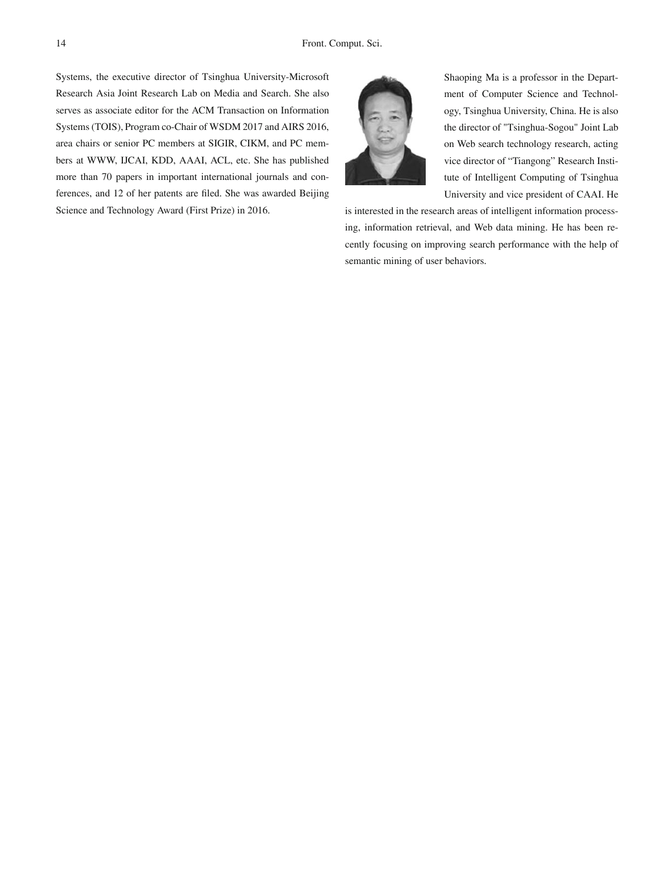Systems, the executive director of Tsinghua University-Microsoft Research Asia Joint Research Lab on Media and Search. She also serves as associate editor for the ACM Transaction on Information Systems (TOIS), Program co-Chair of WSDM 2017 and AIRS 2016, area chairs or senior PC members at SIGIR, CIKM, and PC members at WWW, IJCAI, KDD, AAAI, ACL, etc. She has published more than 70 papers in important international journals and conferences, and 12 of her patents are filed. She was awarded Beijing Science and Technology Award (First Prize) in 2016.

Shaoping Ma is a professor in the Department of Computer Science and Technology, Tsinghua University, China. He is also the director of "Tsinghua-Sogou" Joint Lab on Web search technology research, acting vice director of "Tiangong" Research Institute of Intelligent Computing of Tsinghua University and vice president of CAAI. He is interested in the research areas of intelligent information processing, information retrieval, and Web data mining. He has been recently focusing on improving search performance with the help of semantic mining of user behaviors.